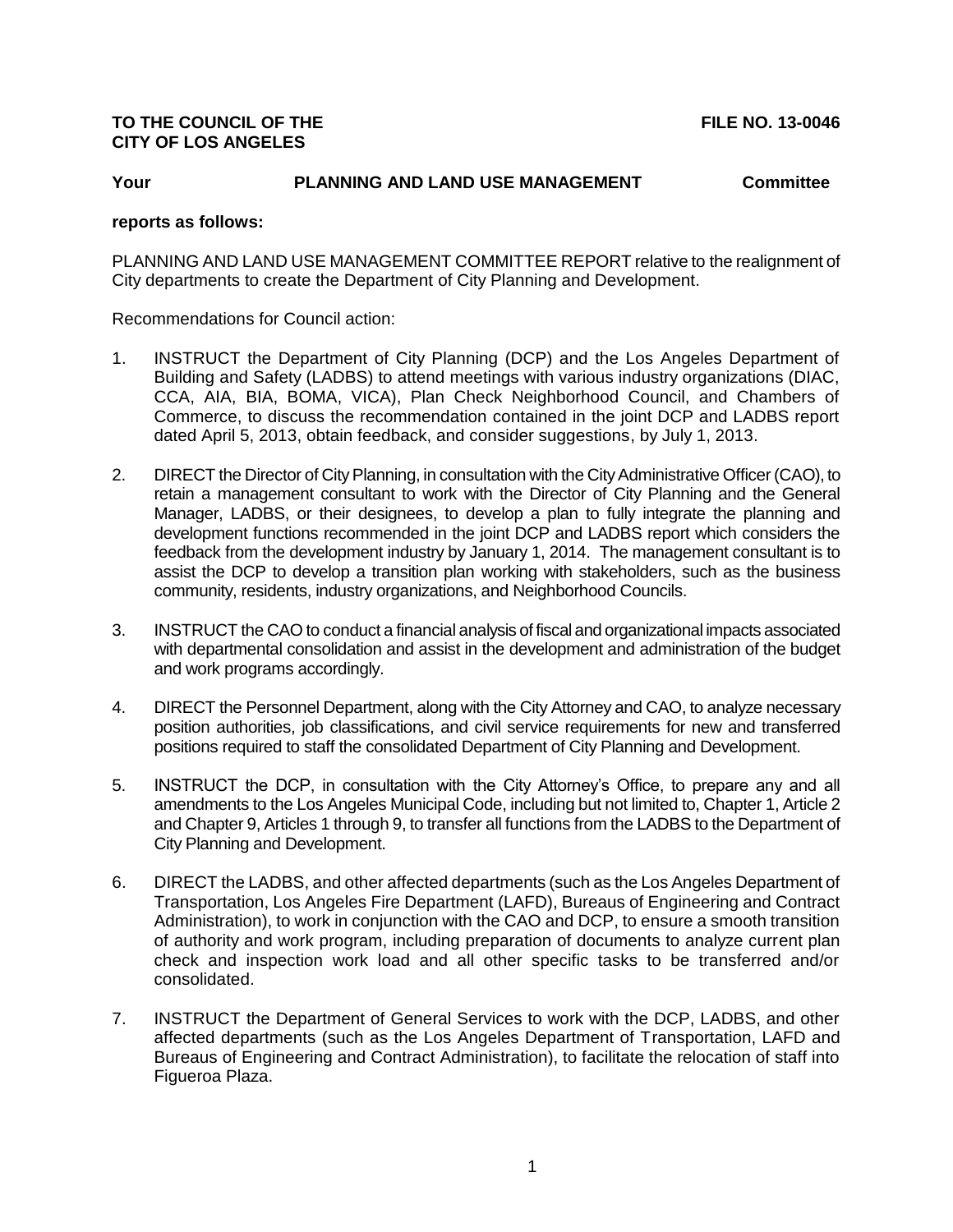**TO THE COUNCIL OF THE CITY OF LOS ANGELES** **FILE NO. 13-0046**

**Your PLANNING AND LAND USE MANAGEMENT Committee**

**reports as follows:**

PLANNING AND LAND USE MANAGEMENT COMMITTEE REPORT relative to the realignment of City departments to create the Department of City Planning and Development.

Recommendations for Council action:

1. INSTRUCT the Department of City Planning (DCP) and the Los Angeles Department of Building and Safety (LADBS) to attend meetings with various industry organizations (DIAC, CCA, AIA, BIA, BOMA, VICA), Plan Check Neighborhood Council, and Chambers of Commerce, to discuss the recommendation contained in the joint DCP and LADBS report dated April 5, 2013, obtain feedback, and consider suggestions, by July 1, 2013.

2. DIRECT the Director of City Planning, in consultation with the City Administrative Officer (CAO), to retain a management consultant to work with the Director of City Planning and the General Manager, LADBS, or their designees, to develop a plan to fully integrate the planning and development functions recommended in the joint DCP and LADBS report which considers the feedback from the development industry by January 1, 2014. The management consultant is to assist the DCP to develop a transition plan working with stakeholders, such as the business community, residents, industry organizations, and Neighborhood Councils.

3. INSTRUCT the CAO to conduct a financial analysis of fiscal and organizational impacts associated with departmental consolidation and assist in the development and administration of the budget and work programs accordingly.

4. DIRECT the Personnel Department, along with the City Attorney and CAO, to analyze necessary position authorities, job classifications, and civil service requirements for new and transferred positions required to staff the consolidated Department of City Planning and Development.

5. INSTRUCT the DCP, in consultation with the City Attorney's Office, to prepare any and all amendments to the Los Angeles Municipal Code, including but not limited to, Chapter 1, Article 2 and Chapter 9, Articles 1 through 9, to transfer all functions from the LADBS to the Department of City Planning and Development.

6. DIRECT the LADBS, and other affected departments (such as the Los Angeles Department of Transportation, Los Angeles Fire Department (LAFD), Bureaus of Engineering and Contract Administration), to work in conjunction with the CAO and DCP, to ensure a smooth transition of authority and work program, including preparation of documents to analyze current plan check and inspection work load and all other specific tasks to be transferred and/or consolidated.

7. INSTRUCT the Department of General Services to work with the DCP, LADBS, and other affected departments (such as the Los Angeles Department of Transportation, LAFD and Bureaus of Engineering and Contract Administration), to facilitate the relocation of staff into Figueroa Plaza.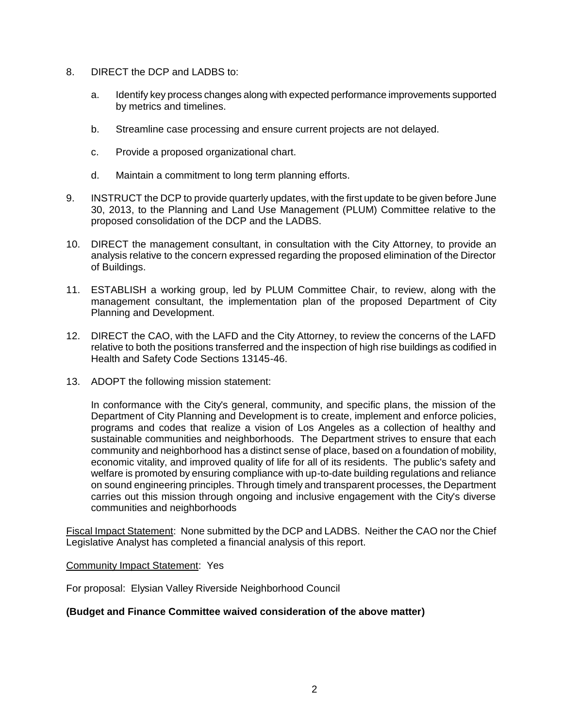8. DIRECT the DCP and LADBS to:

    a. Identify key process changes along with expected performance improvements supported by metrics and timelines.

    b. Streamline case processing and ensure current projects are not delayed.

    c. Provide a proposed organizational chart.

    d. Maintain a commitment to long term planning efforts.

9. INSTRUCT the DCP to provide quarterly updates, with the first update to be given before June 30, 2013, to the Planning and Land Use Management (PLUM) Committee relative to the proposed consolidation of the DCP and the LADBS.

10. DIRECT the management consultant, in consultation with the City Attorney, to provide an analysis relative to the concern expressed regarding the proposed elimination of the Director of Buildings.

11. ESTABLISH a working group, led by PLUM Committee Chair, to review, along with the management consultant, the implementation plan of the proposed Department of City Planning and Development.

12. DIRECT the CAO, with the LAFD and the City Attorney, to review the concerns of the LAFD relative to both the positions transferred and the inspection of high rise buildings as codified in Health and Safety Code Sections 13145-46.

13. ADOPT the following mission statement:

    In conformance with the City's general, community, and specific plans, the mission of the Department of City Planning and Development is to create, implement and enforce policies, programs and codes that realize a vision of Los Angeles as a collection of healthy and sustainable communities and neighborhoods. The Department strives to ensure that each community and neighborhood has a distinct sense of place, based on a foundation of mobility, economic vitality, and improved quality of life for all of its residents. The public's safety and welfare is promoted by ensuring compliance with up-to-date building regulations and reliance on sound engineering principles. Through timely and transparent processes, the Department carries out this mission through ongoing and inclusive engagement with the City's diverse communities and neighborhoods

Fiscal Impact Statement: None submitted by the DCP and LADBS. Neither the CAO nor the Chief Legislative Analyst has completed a financial analysis of this report.

Community Impact Statement: Yes

For proposal: Elysian Valley Riverside Neighborhood Council

**(Budget and Finance Committee waived consideration of the above matter)**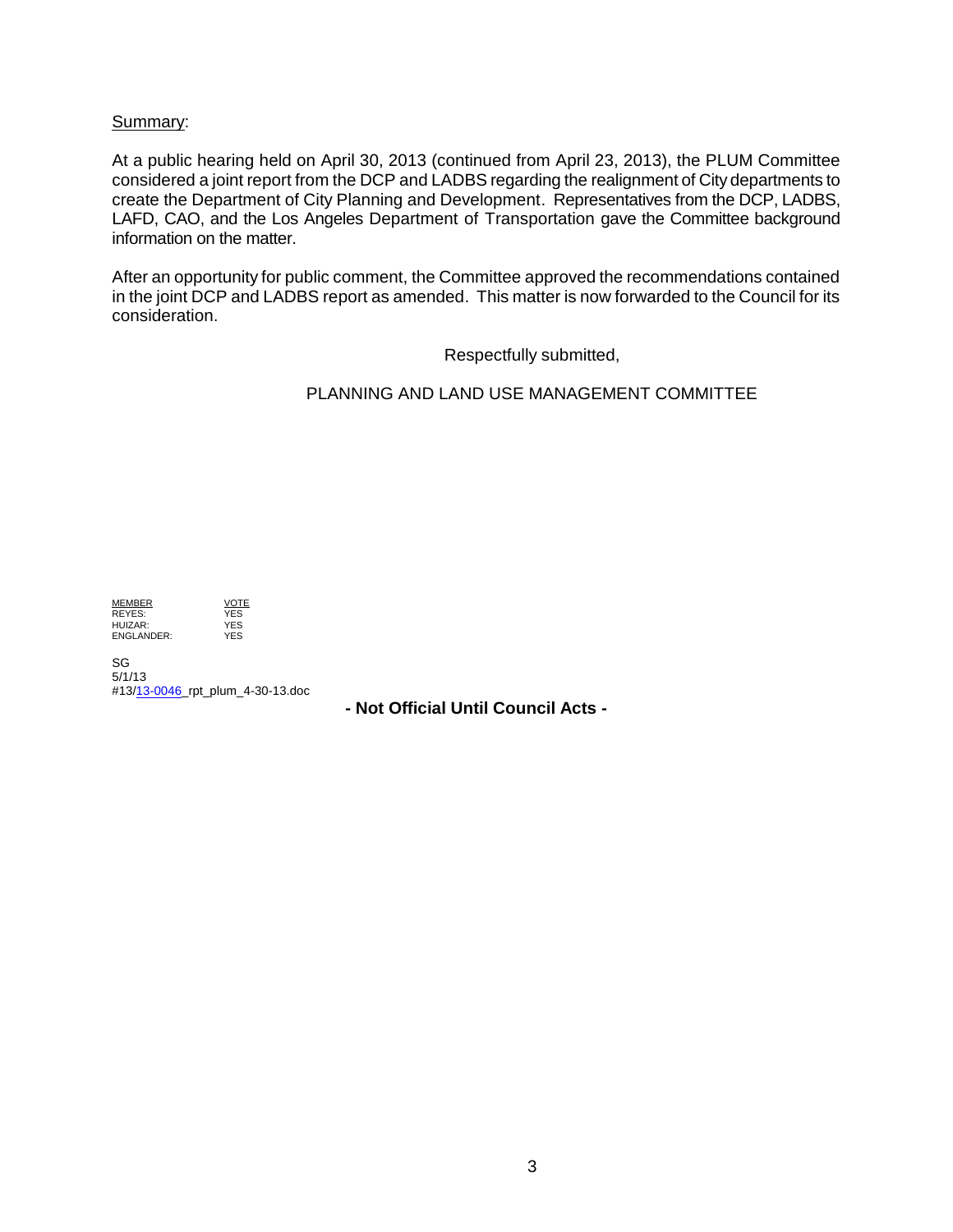Summary:

At a public hearing held on April 30, 2013 (continued from April 23, 2013), the PLUM Committee considered a joint report from the DCP and LADBS regarding the realignment of City departments to create the Department of City Planning and Development. Representatives from the DCP, LADBS, LAFD, CAO, and the Los Angeles Department of Transportation gave the Committee background information on the matter.

After an opportunity for public comment, the Committee approved the recommendations contained in the joint DCP and LADBS report as amended. This matter is now forwarded to the Council for its consideration.

Respectfully submitted,

PLANNING AND LAND USE MANAGEMENT COMMITTEE

| MEMBER | VOTE |
| --- | --- |
| REYES: | YES |
| HUIZAR: | YES |
| ENGLANDER: | YES |

SG
5/1/13
#13/13-0046_rpt_plum_4-30-13.doc

**- Not Official Until Council Acts -**